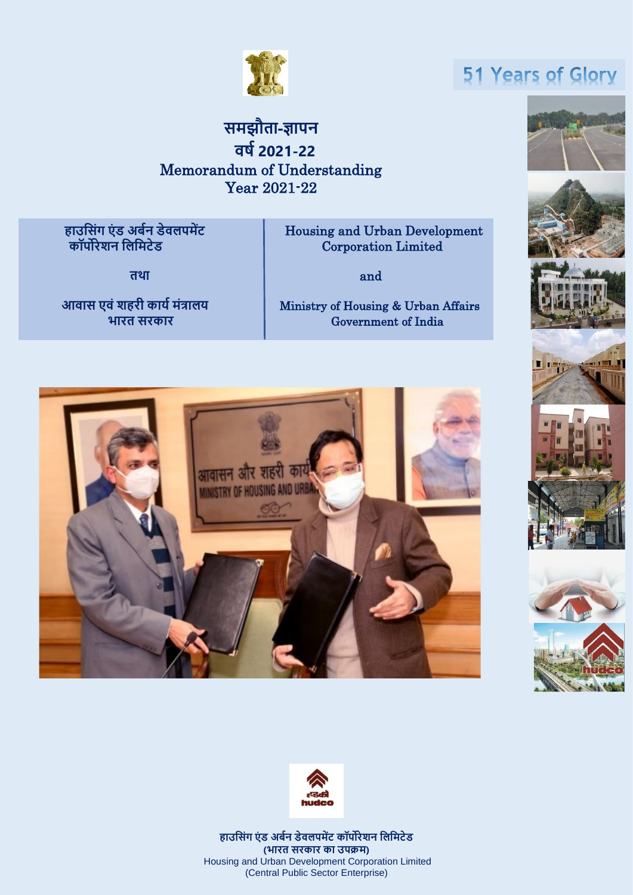51 Years of Glory

# समझौता-ज्ञापन
# वर्ष 2021-22
# Memorandum of Understanding
# Year 2021-22

| हाउसिंग एंड अर्बन डेवलपमेंट कॉर्पोरेशन लिमिटेड | Housing and Urban Development Corporation Limited |
| --- | --- |
| तथा | and |
| आवास एवं शहरी कार्य मंत्रालय भारत सरकार | Ministry of Housing & Urban Affairs Government of India |

हाउसिंग एंड अर्बन डेवलपमेंट कॉर्पोरेशन लिमिटेड
(भारत सरकार का उपक्रम)
Housing and Urban Development Corporation Limited
(Central Public Sector Enterprise)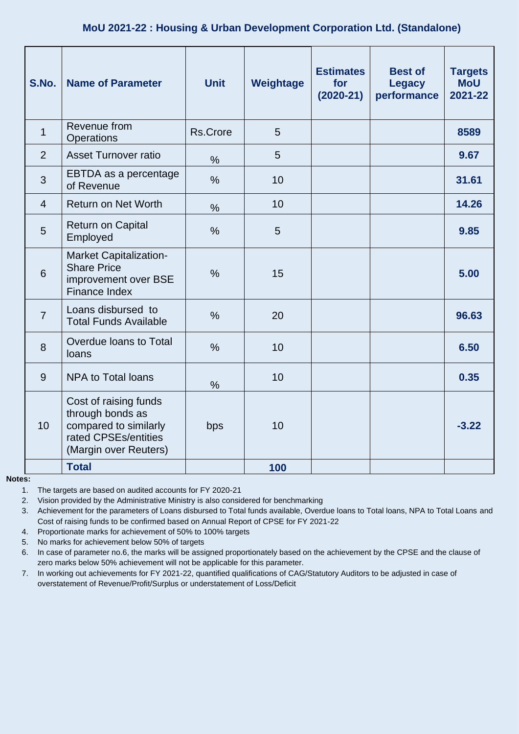## MoU 2021-22 : Housing & Urban Development Corporation Ltd. (Standalone)

| S.No. | Name of Parameter | Unit | Weightage | Estimates for (2020-21) | Best of Legacy performance | Targets MoU 2021-22 |
|---|---|---|---|---|---|---|
| 1 | Revenue from Operations | Rs.Crore | 5 | | | **8589** |
| 2 | Asset Turnover ratio | % | 5 | | | **9.67** |
| 3 | EBTDA as a percentage of Revenue | % | 10 | | | **31.61** |
| 4 | Return on Net Worth | % | 10 | | | **14.26** |
| 5 | Return on Capital Employed | % | 5 | | | **9.85** |
| 6 | Market Capitalization-Share Price improvement over BSE Finance Index | % | 15 | | | **5.00** |
| 7 | Loans disbursed to Total Funds Available | % | 20 | | | **96.63** |
| 8 | Overdue loans to Total loans | % | 10 | | | **6.50** |
| 9 | NPA to Total loans | % | 10 | | | **0.35** |
| 10 | Cost of raising funds through bonds as compared to similarly rated CPSEs/entities (Margin over Reuters) | bps | 10 | | | **-3.22** |
| | **Total** | | **100** | | | |

**Notes:**

1. The targets are based on audited accounts for FY 2020-21
2. Vision provided by the Administrative Ministry is also considered for benchmarking
3. Achievement for the parameters of Loans disbursed to Total funds available, Overdue loans to Total loans, NPA to Total Loans and Cost of raising funds to be confirmed based on Annual Report of CPSE for FY 2021-22
4. Proportionate marks for achievement of 50% to 100% targets
5. No marks for achievement below 50% of targets
6. In case of parameter no.6, the marks will be assigned proportionately based on the achievement by the CPSE and the clause of zero marks below 50% achievement will not be applicable for this parameter.
7. In working out achievements for FY 2021-22, quantified qualifications of CAG/Statutory Auditors to be adjusted in case of overstatement of Revenue/Profit/Surplus or understatement of Loss/Deficit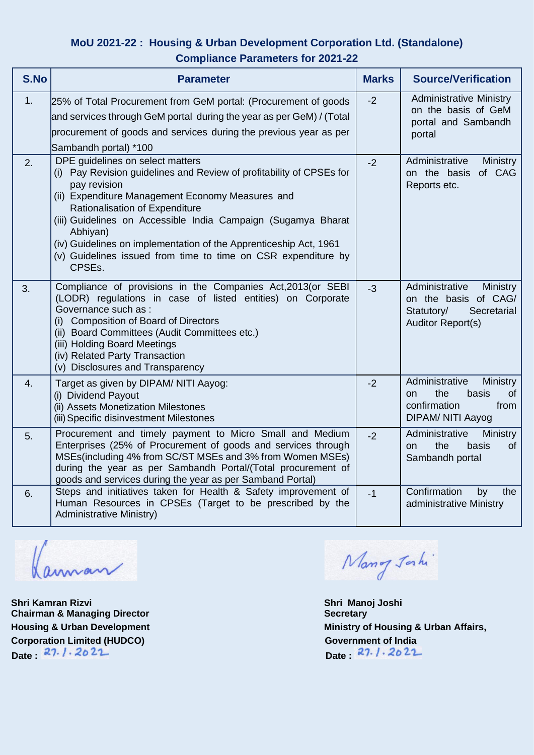## MoU 2021-22 : Housing & Urban Development Corporation Ltd. (Standalone)

## Compliance Parameters for 2021-22

| S.No | Parameter | Marks | Source/Verification |
|---|---|---|---|
| 1. | 25% of Total Procurement from GeM portal: (Procurement of goods and services through GeM portal during the year as per GeM) / (Total procurement of goods and services during the previous year as per Sambandh portal) *100 | -2 | Administrative Ministry on the basis of GeM portal and Sambandh portal |
| 2. | DPE guidelines on select matters<br>(i) Pay Revision guidelines and Review of profitability of CPSEs for pay revision<br>(ii) Expenditure Management Economy Measures and Rationalisation of Expenditure<br>(iii) Guidelines on Accessible India Campaign (Sugamya Bharat Abhiyan)<br>(iv) Guidelines on implementation of the Apprenticeship Act, 1961<br>(v) Guidelines issued from time to time on CSR expenditure by CPSEs. | -2 | Administrative Ministry on the basis of CAG Reports etc. |
| 3. | Compliance of provisions in the Companies Act,2013(or SEBI (LODR) regulations in case of listed entities) on Corporate Governance such as :<br>(i) Composition of Board of Directors<br>(ii) Board Committees (Audit Committees etc.)<br>(iii) Holding Board Meetings<br>(iv) Related Party Transaction<br>(v) Disclosures and Transparency | -3 | Administrative Ministry on the basis of CAG/ Statutory/ Secretarial Auditor Report(s) |
| 4. | Target as given by DIPAM/ NITI Aayog:<br>(i) Dividend Payout<br>(ii) Assets Monetization Milestones<br>(iii) Specific disinvestment Milestones | -2 | Administrative Ministry on the basis of confirmation from DIPAM/ NITI Aayog |
| 5. | Procurement and timely payment to Micro Small and Medium Enterprises (25% of Procurement of goods and services through MSEs(including 4% from SC/ST MSEs and 3% from Women MSEs) during the year as per Sambandh Portal/(Total procurement of goods and services during the year as per Samband Portal) | -2 | Administrative Ministry on the basis of Sambandh portal |
| 6. | Steps and initiatives taken for Health & Safety improvement of Human Resources in CPSEs (Target to be prescribed by the Administrative Ministry) | -1 | Confirmation by the administrative Ministry |

**Shri Kamran Rizvi**
**Chairman & Managing Director**
**Housing & Urban Development Corporation Limited (HUDCO)**
**Date :** 27.1.2022

**Shri Manoj Joshi**
**Secretary**
**Ministry of Housing & Urban Affairs, Government of India**
**Date :** 27.1.2022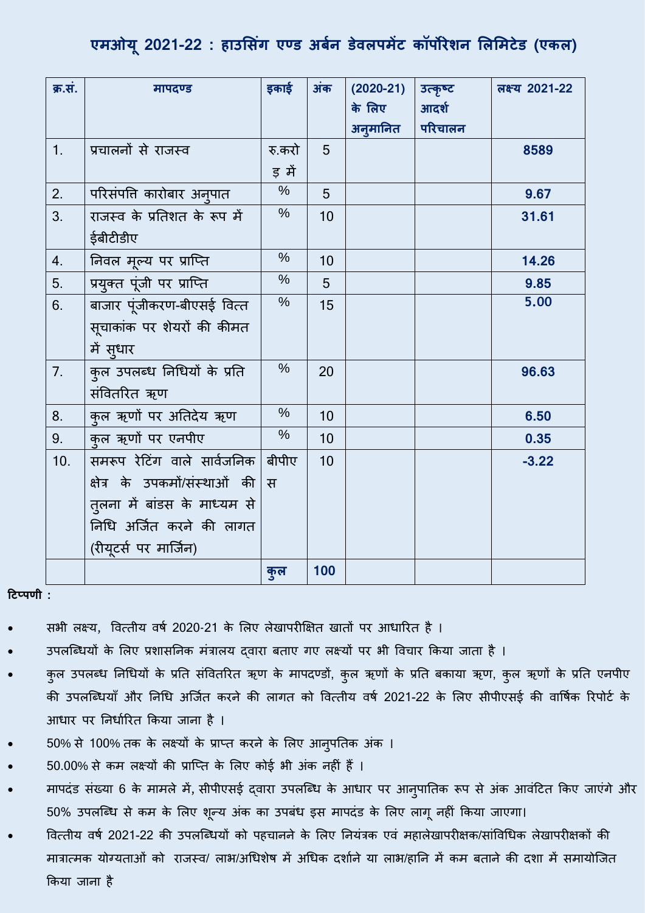## एमओयू 2021-22 : हाउसिंग एण्ड अर्बन डेवलपमेंट कॉर्पोरेशन लिमिटेड (एकल)

| क्र.सं. | मापदण्ड | इकाई | अंक | (2020-21) के लिए अनुमानित | उत्कृष्ट आदर्श परिचालन | लक्ष्य 2021-22 |
|---|---|---|---|---|---|---|
| 1. | प्रचालनों से राजस्व | रु.करोड़ में | 5 | | | **8589** |
| 2. | परिसंपत्ति कारोबार अनुपात | % | 5 | | | **9.67** |
| 3. | राजस्व के प्रतिशत के रूप में ईबीटीडीए | % | 10 | | | **31.61** |
| 4. | निवल मूल्य पर प्राप्ति | % | 10 | | | **14.26** |
| 5. | प्रयुक्त पूंजी पर प्राप्ति | % | 5 | | | **9.85** |
| 6. | बाजार पूंजीकरण-बीएसई वित्त सूचकांक पर शेयरों की कीमत में सुधार | % | 15 | | | **5.00** |
| 7. | कुल उपलब्ध निधियों के प्रति संवितरित ऋण | % | 20 | | | **96.63** |
| 8. | कुल ऋणों पर अतिदेय ऋण | % | 10 | | | **6.50** |
| 9. | कुल ऋणों पर एनपीए | % | 10 | | | **0.35** |
| 10. | समरूप रेटिंग वाले सार्वजनिक क्षेत्र के उपकमों/संस्थाओं की तुलना में बांडस के माध्यम से निधि अर्जित करने की लागत (रीयूटर्स पर मार्जिन) | बीपीएस | 10 | | | **-3.22** |
| | | **कुल** | **100** | | | |

**टिप्पणी :**

- सभी लक्ष्य, वित्तीय वर्ष 2020-21 के लिए लेखापरीक्षित खातों पर आधारित है ।
- उपलब्धियों के लिए प्रशासनिक मंत्रालय द्वारा बताए गए लक्ष्यों पर भी विचार किया जाता है ।
- कुल उपलब्ध निधियों के प्रति संवितरित ऋण के मापदण्डों, कुल ऋणों के प्रति बकाया ऋण, कुल ऋणों के प्रति एनपीए की उपलब्धियाँ और निधि अर्जित करने की लागत को वित्तीय वर्ष 2021-22 के लिए सीपीएसई की वार्षिक रिपोर्ट के आधार पर निर्धारित किया जाना है ।
- 50% से 100% तक के लक्ष्यों के प्राप्त करने के लिए आनुपतिक अंक ।
- 50.00% से कम लक्ष्यों की प्राप्ति के लिए कोई भी अंक नहीं हैं ।
- मापदंड संख्या 6 के मामले में, सीपीएसई द्वारा उपलब्धि के आधार पर आनुपातिक रूप से अंक आवंटित किए जाएंगे और 50% उपलब्धि से कम के लिए शून्य अंक का उपबंध इस मापदंड के लिए लागू नहीं किया जाएगा।
- वित्तीय वर्ष 2021-22 की उपलब्धियों को पहचानने के लिए नियंत्रक एवं महालेखापरीक्षक/सांविधिक लेखापरीक्षकों की मात्रात्मक योग्यताओं को राजस्व/ लाभ/अधिशेष में अधिक दर्शाने या लाभ/हानि में कम बताने की दशा में समायोजित किया जाना है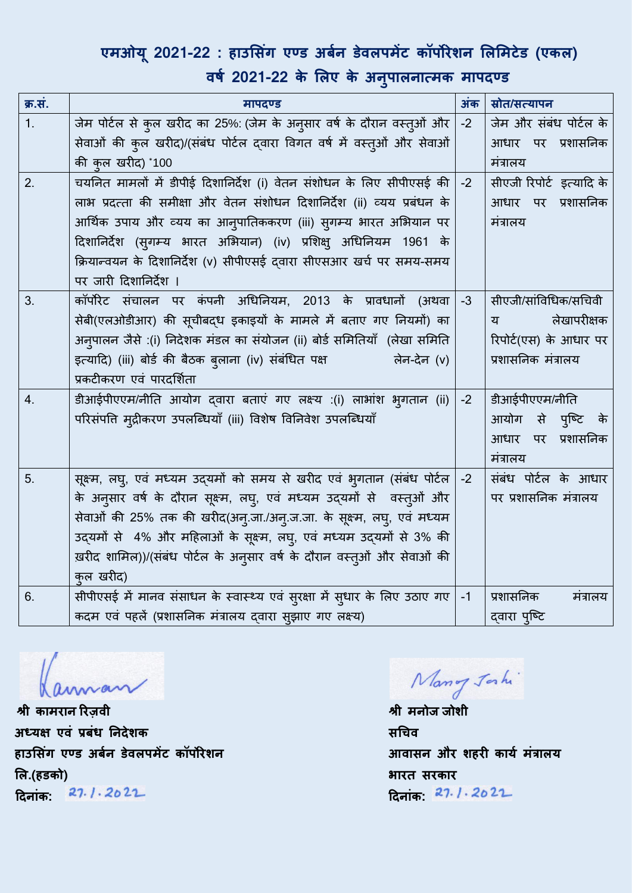## एमओयू 2021-22 : हाउसिंग एण्ड अर्बन डेवलपमेंट कॉर्पोरेशन लिमिटेड (एकल)
## वर्ष 2021-22 के लिए के अनुपालनात्मक मापदण्ड

| क्र.सं. | मापदण्ड | अंक | स्रोत/सत्यापन |
|---|---|---|---|
| 1. | जेम पोर्टल से कुल खरीद का 25%: (जेम के अनुसार वर्ष के दौरान वस्तुओं और सेवाओं की कुल खरीद)/(संबंध पोर्टल द्वारा विगत वर्ष में वस्तुओं और सेवाओं की कुल खरीद) *100 | -2 | जेम और संबंध पोर्टल के आधार पर प्रशासनिक मंत्रालय |
| 2. | चयनित मामलों में डीपीई दिशानिर्देश (i) वेतन संशोधन के लिए सीपीएसई की लाभ प्रदत्ता की समीक्षा और वेतन संशोधन दिशानिर्देश (ii) व्यय प्रबंधन के आर्थिक उपाय और व्यय का आनुपातिककरण (iii) सुगम्य भारत अभियान पर दिशानिर्देश (सुगम्य भारत अभियान) (iv) प्रशिक्षु अधिनियम 1961 के क्रियान्वयन के दिशानिर्देश (v) सीपीएसई द्वारा सीएसआर खर्च पर समय-समय पर जारी दिशानिर्देश । | -2 | सीएजी रिपोर्ट इत्यादि के आधार पर प्रशासनिक मंत्रालय |
| 3. | कॉर्पोरेट संचालन पर कंपनी अधिनियम, 2013 के प्रावधानों (अथवा सेबी(एलओडीआर) की सूचीबद्ध इकाइयों के मामले में बताए गए नियमों) का अनुपालन जैसे :(i) निदेशक मंडल का संयोजन (ii) बोर्ड समितियाँ (लेखा समिति इत्यादि) (iii) बोर्ड की बैठक बुलाना (iv) संबंधित पक्ष लेन-देन (v) प्रकटीकरण एवं पारदर्शिता | -3 | सीएजी/सांविधिक/सचिवीय लेखापरीक्षक रिपोर्ट(एस) के आधार पर प्रशासनिक मंत्रालय |
| 4. | डीआईपीएएम/नीति आयोग द्वारा बताएं गए लक्ष्य :(i) लाभांश भुगतान (ii) परिसंपत्ति मुद्रीकरण उपलब्धियाँ (iii) विशेष विनिवेश उपलब्धियाँ | -2 | डीआईपीएएम/नीति आयोग से पुष्टि के आधार पर प्रशासनिक मंत्रालय |
| 5. | सूक्ष्म, लघु, एवं मध्यम उद्यमों को समय से खरीद एवं भुगतान (संबंध पोर्टल के अनुसार वर्ष के दौरान सूक्ष्म, लघु, एवं मध्यम उद्यमों से वस्तुओं और सेवाओं की 25% तक की खरीद(अनु.जा./अनु.ज.जा. के सूक्ष्म, लघु, एवं मध्यम उद्यमों से 4% और महिलाओं के सूक्ष्म, लघु, एवं मध्यम उद्यमों से 3% की ख़रीद शामिल))/(संबंध पोर्टल के अनुसार वर्ष के दौरान वस्तुओं और सेवाओं की कुल खरीद) | -2 | संबंध पोर्टल के आधार पर प्रशासनिक मंत्रालय |
| 6. | सीपीएसई में मानव संसाधन के स्वास्थ्य एवं सुरक्षा में सुधार के लिए उठाए गए कदम एवं पहलें (प्रशासनिक मंत्रालय द्वारा सुझाए गए लक्ष्य) | -1 | प्रशासनिक मंत्रालय द्वारा पुष्टि |

**श्री कामरान रिज़वी**
**अध्यक्ष एवं प्रबंध निदेशक**
**हाउसिंग एण्ड अर्बन डेवलपमेंट कॉर्पोरेशन लि.(हडको)**
**दिनांक:** 27.1.2022

**श्री मनोज जोशी**
**सचिव**
**आवासन और शहरी कार्य मंत्रालय**
**भारत सरकार**
**दिनांक:** 27.1.2022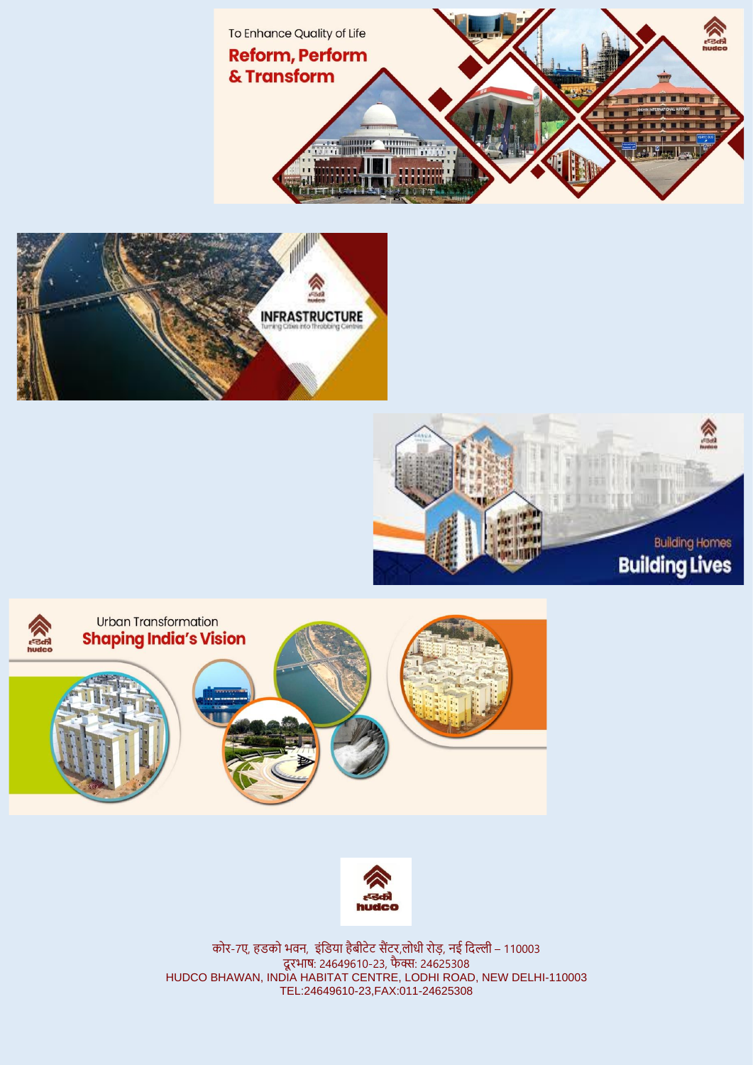To Enhance Quality of Life

**Reform, Perform & Transform**

**INFRASTRUCTURE**

Turning Cities into Throbbing Centres

Building Homes

**Building Lives**

Urban Transformation

**Shaping India's Vision**

कोर-7ए, हडको भवन, इंडिया हैबीटेट सैंटर,लोधी रोड़, नई दिल्ली – 110003
दूरभाष: 24649610-23, फैक्स: 24625308
HUDCO BHAWAN, INDIA HABITAT CENTRE, LODHI ROAD, NEW DELHI-110003
TEL:24649610-23,FAX:011-24625308